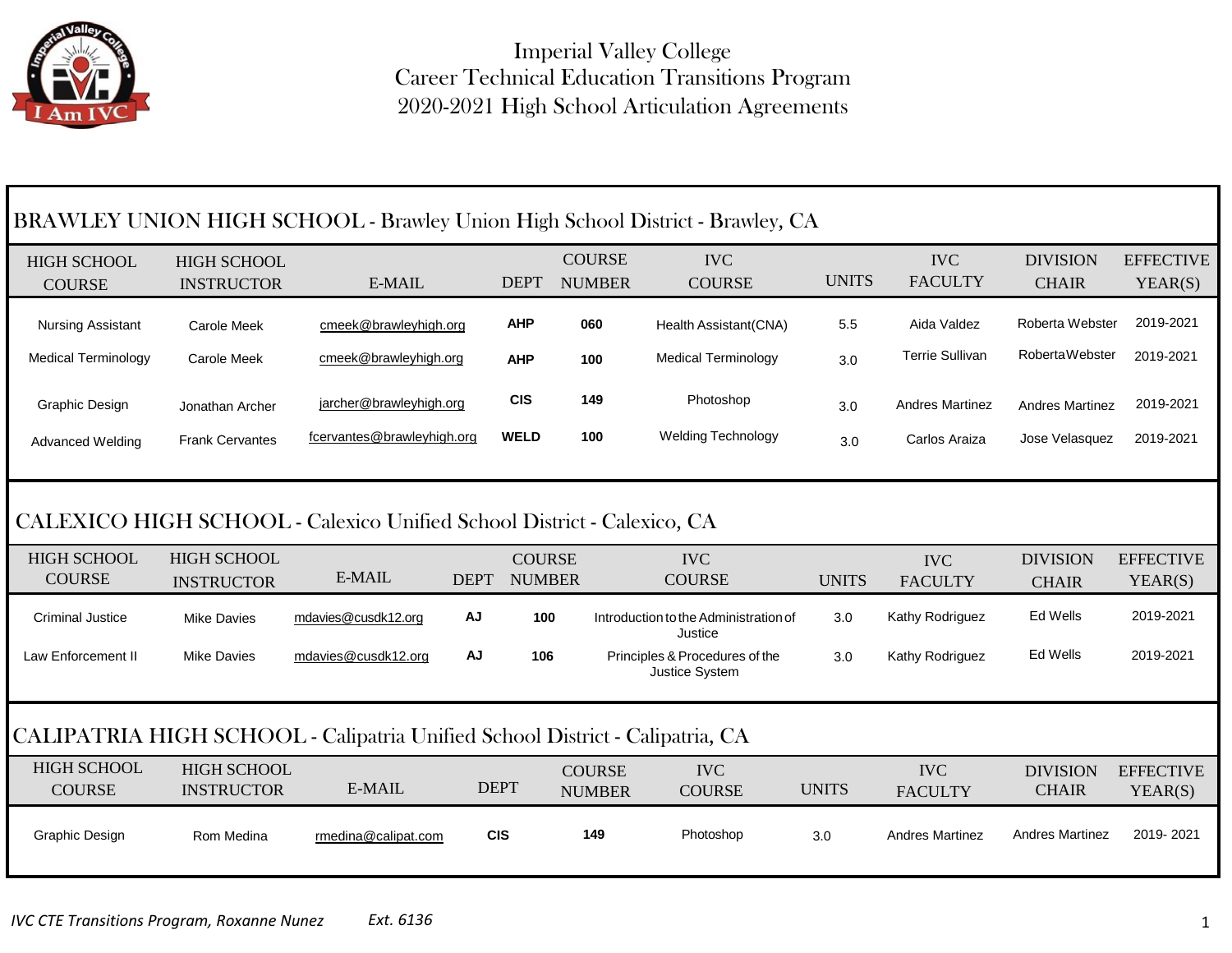# Imperial Valley College
## Career Technical Education Transitions Program
## 2020-2021 High School Articulation Agreements

### BRAWLEY UNION HIGH SCHOOL - Brawley Union High School District - Brawley, CA

| HIGH SCHOOL COURSE | HIGH SCHOOL INSTRUCTOR | E-MAIL | DEPT | COURSE NUMBER | IVC COURSE | UNITS | IVC FACULTY | DIVISION CHAIR | EFFECTIVE YEAR(S) |
|---|---|---|---|---|---|---|---|---|---|
| Nursing Assistant | Carole Meek | cmeek@brawleyhigh.org | **AHP** | **060** | Health Assistant(CNA) | 5.5 | Aida Valdez | Roberta Webster | 2019-2021 |
| Medical Terminology | Carole Meek | cmeek@brawleyhigh.org | **AHP** | **100** | Medical Terminology | 3.0 | Terrie Sullivan | RobertaWebster | 2019-2021 |
| Graphic Design | Jonathan Archer | jarcher@brawleyhigh.org | **CIS** | **149** | Photoshop | 3.0 | Andres Martinez | Andres Martinez | 2019-2021 |
| Advanced Welding | Frank Cervantes | fcervantes@brawleyhigh.org | **WELD** | **100** | Welding Technology | 3.0 | Carlos Araiza | Jose Velasquez | 2019-2021 |

### CALEXICO HIGH SCHOOL - Calexico Unified School District - Calexico, CA

| HIGH SCHOOL COURSE | HIGH SCHOOL INSTRUCTOR | E-MAIL | DEPT | COURSE NUMBER | IVC COURSE | UNITS | IVC FACULTY | DIVISION CHAIR | EFFECTIVE YEAR(S) |
|---|---|---|---|---|---|---|---|---|---|
| Criminal Justice | Mike Davies | mdavies@cusdk12.org | **AJ** | **100** | Introduction to the Administration of Justice | 3.0 | Kathy Rodriguez | Ed Wells | 2019-2021 |
| Law Enforcement II | Mike Davies | mdavies@cusdk12.org | **AJ** | **106** | Principles & Procedures of the Justice System | 3.0 | Kathy Rodriguez | Ed Wells | 2019-2021 |

### CALIPATRIA HIGH SCHOOL - Calipatria Unified School District - Calipatria, CA

| HIGH SCHOOL COURSE | HIGH SCHOOL INSTRUCTOR | E-MAIL | DEPT | COURSE NUMBER | IVC COURSE | UNITS | IVC FACULTY | DIVISION CHAIR | EFFECTIVE YEAR(S) |
|---|---|---|---|---|---|---|---|---|---|
| Graphic Design | Rom Medina | rmedina@calipat.com | **CIS** | **149** | Photoshop | 3.0 | Andres Martinez | Andres Martinez | 2019- 2021 |

*IVC CTE Transitions Program, Roxanne Nunez* *Ext. 6136*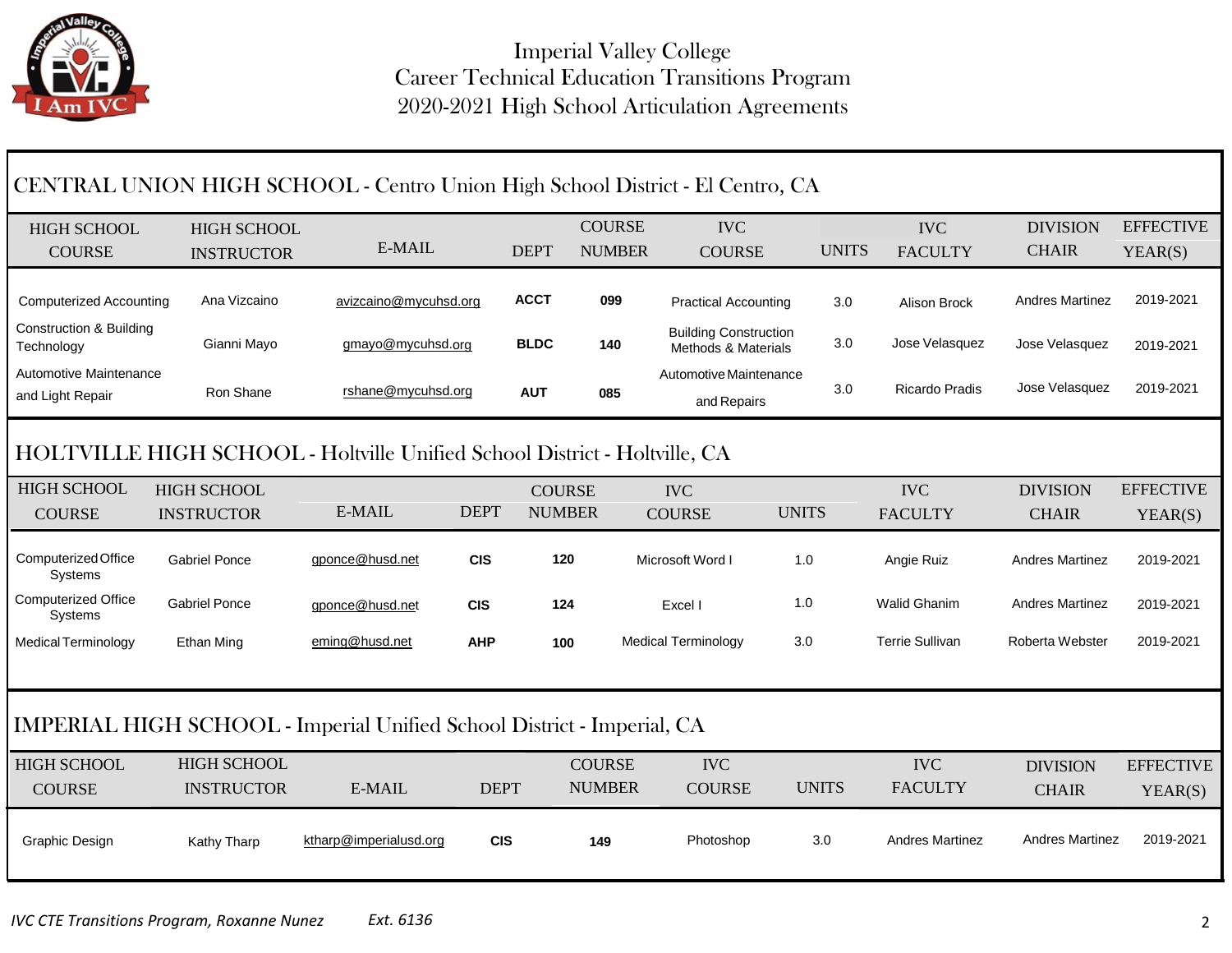# Imperial Valley College
## Career Technical Education Transitions Program
## 2020-2021 High School Articulation Agreements

### CENTRAL UNION HIGH SCHOOL - Centro Union High School District - El Centro, CA

| HIGH SCHOOL COURSE | HIGH SCHOOL INSTRUCTOR | E-MAIL | DEPT | COURSE NUMBER | IVC COURSE | UNITS | IVC FACULTY | DIVISION CHAIR | EFFECTIVE YEAR(S) |
|---|---|---|---|---|---|---|---|---|---|
| Computerized Accounting | Ana Vizcaino | avizcaino@mycuhsd.org | **ACCT** | **099** | Practical Accounting | 3.0 | Alison Brock | Andres Martinez | 2019-2021 |
| Construction & Building Technology | Gianni Mayo | gmayo@mycuhsd.org | **BLDC** | **140** | Building Construction Methods & Materials | 3.0 | Jose Velasquez | Jose Velasquez | 2019-2021 |
| Automotive Maintenance and Light Repair | Ron Shane | rshane@mycuhsd.org | **AUT** | **085** | Automotive Maintenance and Repairs | 3.0 | Ricardo Pradis | Jose Velasquez | 2019-2021 |

### HOLTVILLE HIGH SCHOOL - Holtville Unified School District - Holtville, CA

| HIGH SCHOOL COURSE | HIGH SCHOOL INSTRUCTOR | E-MAIL | DEPT | COURSE NUMBER | IVC COURSE | UNITS | IVC FACULTY | DIVISION CHAIR | EFFECTIVE YEAR(S) |
|---|---|---|---|---|---|---|---|---|---|
| Computerized Office Systems | Gabriel Ponce | gponce@husd.net | **CIS** | **120** | Microsoft Word I | 1.0 | Angie Ruiz | Andres Martinez | 2019-2021 |
| Computerized Office Systems | Gabriel Ponce | gponce@husd.net | **CIS** | **124** | Excel I | 1.0 | Walid Ghanim | Andres Martinez | 2019-2021 |
| Medical Terminology | Ethan Ming | eming@husd.net | **AHP** | **100** | Medical Terminology | 3.0 | Terrie Sullivan | Roberta Webster | 2019-2021 |

### IMPERIAL HIGH SCHOOL - Imperial Unified School District - Imperial, CA

| HIGH SCHOOL COURSE | HIGH SCHOOL INSTRUCTOR | E-MAIL | DEPT | COURSE NUMBER | IVC COURSE | UNITS | IVC FACULTY | DIVISION CHAIR | EFFECTIVE YEAR(S) |
|---|---|---|---|---|---|---|---|---|---|
| Graphic Design | Kathy Tharp | ktharp@imperialusd.org | **CIS** | **149** | Photoshop | 3.0 | Andres Martinez | Andres Martinez | 2019-2021 |

*IVC CTE Transitions Program, Roxanne Nunez* *Ext. 6136*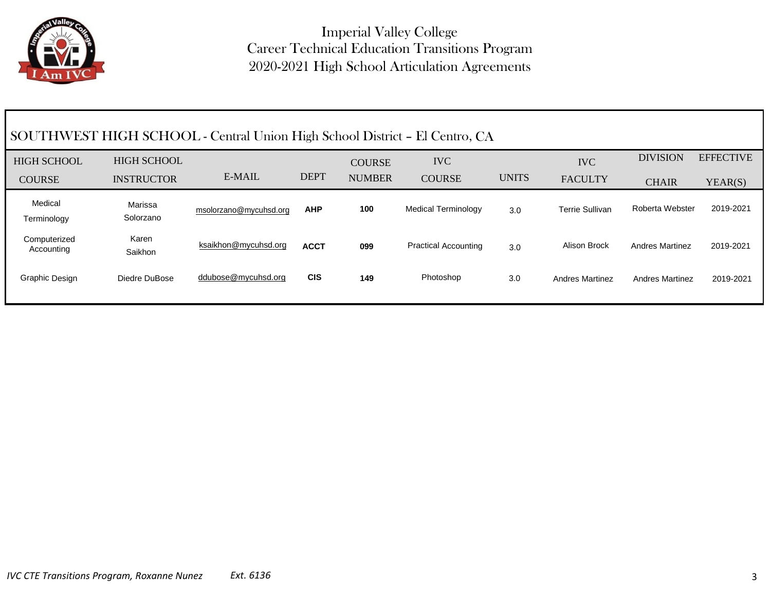# Imperial Valley College
# Career Technical Education Transitions Program
# 2020-2021 High School Articulation Agreements

## SOUTHWEST HIGH SCHOOL - Central Union High School District – El Centro, CA

| HIGH SCHOOL COURSE | HIGH SCHOOL INSTRUCTOR | E-MAIL | DEPT | COURSE NUMBER | IVC COURSE | UNITS | IVC FACULTY | DIVISION CHAIR | EFFECTIVE YEAR(S) |
|---|---|---|---|---|---|---|---|---|---|
| Medical Terminology | Marissa Solorzano | msolorzano@mycuhsd.org | **AHP** | **100** | Medical Terminology | 3.0 | Terrie Sullivan | Roberta Webster | 2019-2021 |
| Computerized Accounting | Karen Saikhon | ksaikhon@mycuhsd.org | **ACCT** | **099** | Practical Accounting | 3.0 | Alison Brock | Andres Martinez | 2019-2021 |
| Graphic Design | Diedre DuBose | ddubose@mycuhsd.org | **CIS** | **149** | Photoshop | 3.0 | Andres Martinez | Andres Martinez | 2019-2021 |

*IVC CTE Transitions Program, Roxanne Nunez* *Ext. 6136*